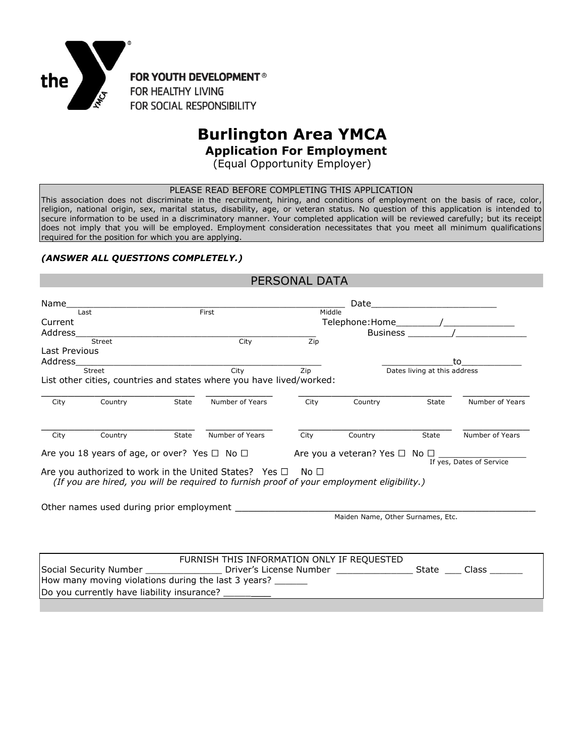the

FOR YOUTH DEVELOPMENT®
FOR HEALTHY LIVING
FOR SOCIAL RESPONSIBILITY

# Burlington Area YMCA

## Application For Employment

(Equal Opportunity Employer)

PLEASE READ BEFORE COMPLETING THIS APPLICATION

This association does not discriminate in the recruitment, hiring, and conditions of employment on the basis of race, color, religion, national origin, sex, marital status, disability, age, or veteran status. No question of this application is intended to secure information to be used in a discriminatory manner. Your completed application will be reviewed carefully; but its receipt does not imply that you will be employed. Employment consideration necessitates that you meet all minimum qualifications required for the position for which you are applying.

***(ANSWER ALL QUESTIONS COMPLETELY.)***

## PERSONAL DATA

Name\_\_\_\_\_\_\_\_\_\_\_\_\_\_\_\_\_\_\_\_\_\_\_\_\_\_\_\_\_\_\_\_\_\_\_\_\_\_\_\_\_\_\_\_\_\_\_\_\_\_\_\_ Date\_\_\_\_\_\_\_\_\_\_\_\_\_\_\_\_\_\_\_\_\_\_\_\_
Last First Middle

Current Address\_\_\_\_\_\_\_\_\_\_\_\_\_\_\_\_\_\_\_\_\_\_\_\_\_\_\_\_\_\_\_\_\_\_\_\_\_\_\_\_\_\_\_\_\_\_
Street City Zip

Telephone: Home\_\_\_\_\_\_\_\_/\_\_\_\_\_\_\_\_\_\_\_\_\_
Business \_\_\_\_\_\_\_\_/\_\_\_\_\_\_\_\_\_\_\_\_\_

Last Previous Address\_\_\_\_\_\_\_\_\_\_\_\_\_\_\_\_\_\_\_\_\_\_\_\_\_\_\_\_\_\_\_\_\_\_\_\_\_\_\_\_\_\_\_\_\_\_ \_\_\_\_\_\_\_\_\_\_\_\_\_\_to\_\_\_\_\_\_\_\_\_\_\_
Street City Zip Dates living at this address

List other cities, countries and states where you have lived/worked:

| City | Country | State | Number of Years | City | Country | State | Number of Years |
|---|---|---|---|---|---|---|---|
| | | | | | | | |
| | | | | | | | |

Are you 18 years of age, or over? Yes ☐ No ☐

Are you a veteran? Yes ☐ No ☐ \_\_\_\_\_\_\_\_\_\_\_\_\_\_\_\_
If yes, Dates of Service

Are you authorized to work in the United States? Yes ☐ No ☐
*(If you are hired, you will be required to furnish proof of your employment eligibility.)*

Other names used during prior employment \_\_\_\_\_\_\_\_\_\_\_\_\_\_\_\_\_\_\_\_\_\_\_\_\_\_\_\_\_\_\_\_\_\_\_\_\_\_\_\_\_\_\_\_\_\_\_\_\_\_\_\_\_\_
Maiden Name, Other Surnames, Etc.

FURNISH THIS INFORMATION ONLY IF REQUESTED

Social Security Number \_\_\_\_\_\_\_\_\_\_\_\_\_\_ Driver's License Number \_\_\_\_\_\_\_\_\_\_\_\_\_\_ State \_\_\_ Class \_\_\_\_\_\_

How many moving violations during the last 3 years? \_\_\_\_\_\_

Do you currently have liability insurance? \_\_\_\_\_\_\_\_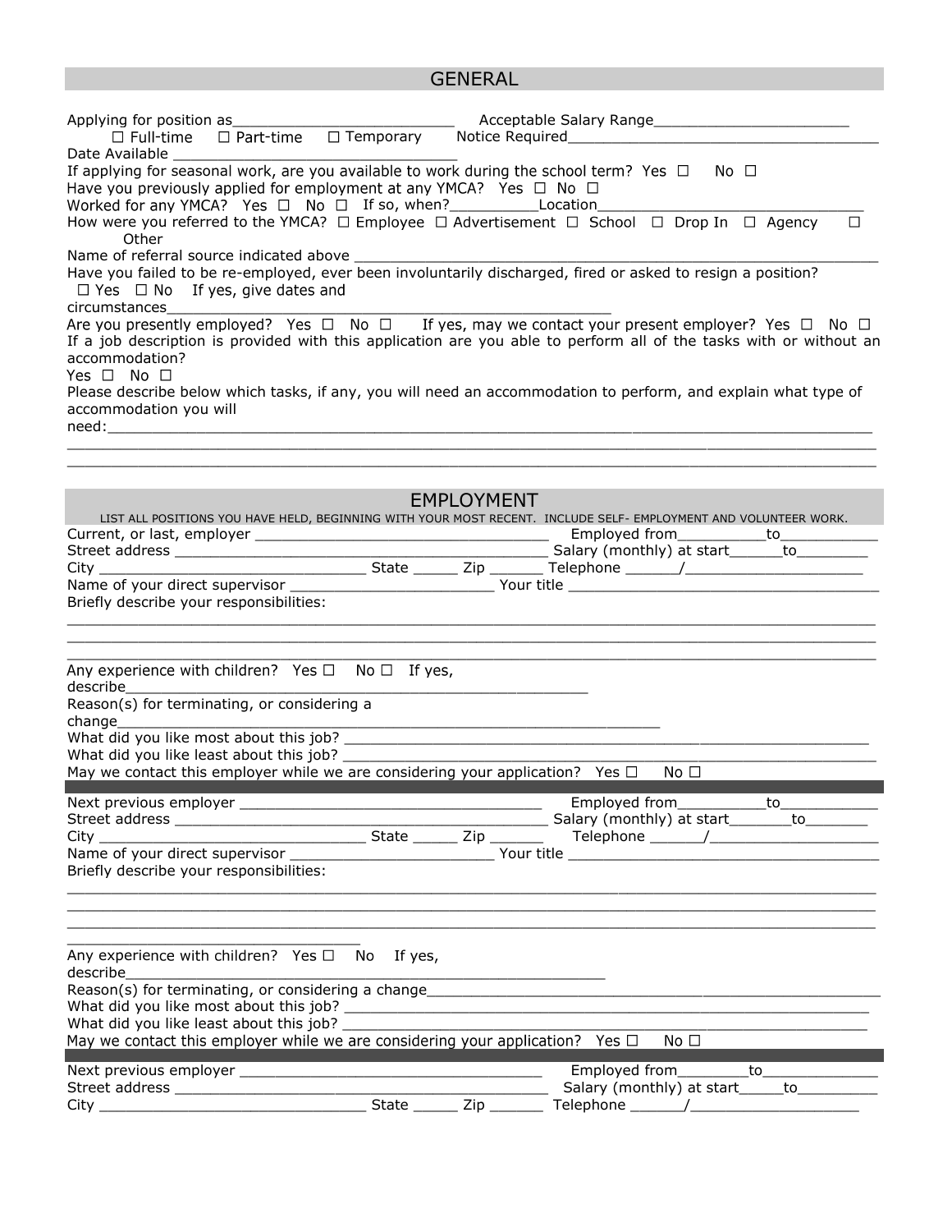## GENERAL

Applying for position as__________________________ Acceptable Salary Range______________________

☐ Full-time ☐ Part-time ☐ Temporary Notice Required___________________________________

Date Available _________________________________

If applying for seasonal work, are you available to work during the school term? Yes ☐ No ☐

Have you previously applied for employment at any YMCA? Yes ☐ No ☐

Worked for any YMCA? Yes ☐ No ☐ If so, when?__________Location_______________________________

How were you referred to the YMCA? ☐ Employee ☐ Advertisement ☐ School ☐ Drop In ☐ Agency ☐ Other

Name of referral source indicated above ________________________________________________________________

Have you failed to be re-employed, ever been involuntarily discharged, fired or asked to resign a position?
☐ Yes ☐ No If yes, give dates and circumstances_____________________________________________________

Are you presently employed? Yes ☐ No ☐ If yes, may we contact your present employer? Yes ☐ No ☐

If a job description is provided with this application are you able to perform all of the tasks with or without an accommodation?
Yes ☐ No ☐

Please describe below which tasks, if any, you will need an accommodation to perform, and explain what type of accommodation you will need:_______________________________________________________________________________

______________________________________________________________________________________________

______________________________________________________________________________________________

## EMPLOYMENT

LIST ALL POSITIONS YOU HAVE HELD, BEGINNING WITH YOUR MOST RECENT. INCLUDE SELF- EMPLOYMENT AND VOLUNTEER WORK.

Current, or last, employer ___________________________________ Employed from__________to___________

Street address __________________________________________ Salary (monthly) at start______to_________

City ______________________________ State _____ Zip ______ Telephone ______/_____________________

Name of your direct supervisor _______________________ Your title _____________________________________

Briefly describe your responsibilities:

______________________________________________________________________________________________

______________________________________________________________________________________________

______________________________________________________________________________________________

Any experience with children? Yes ☐ No ☐ If yes, describe_________________________________________________

Reason(s) for terminating, or considering a change______________________________________________________

What did you like most about this job? _______________________________________________________________

What did you like least about this job? _______________________________________________________________

May we contact this employer while we are considering your application? Yes ☐ No ☐

---

Next previous employer ___________________________________ Employed from__________to___________

Street address __________________________________________ Salary (monthly) at start_______to_______

City ______________________________ State _____ Zip ______ Telephone ______/____________________

Name of your direct supervisor _______________________ Your title _____________________________________

Briefly describe your responsibilities:

______________________________________________________________________________________________

______________________________________________________________________________________________

______________________________________________________________________________________________

_________________________________

Any experience with children? Yes ☐ No If yes, describe__________________________________________________________

Reason(s) for terminating, or considering a change______________________________________________________

What did you like most about this job? _______________________________________________________________

What did you like least about this job? _______________________________________________________________

May we contact this employer while we are considering your application? Yes ☐ No ☐

---

Next previous employer ___________________________________ Employed from________to_____________

Street address __________________________________________ Salary (monthly) at start_____to_________

City ______________________________ State _____ Zip ______ Telephone ______/___________________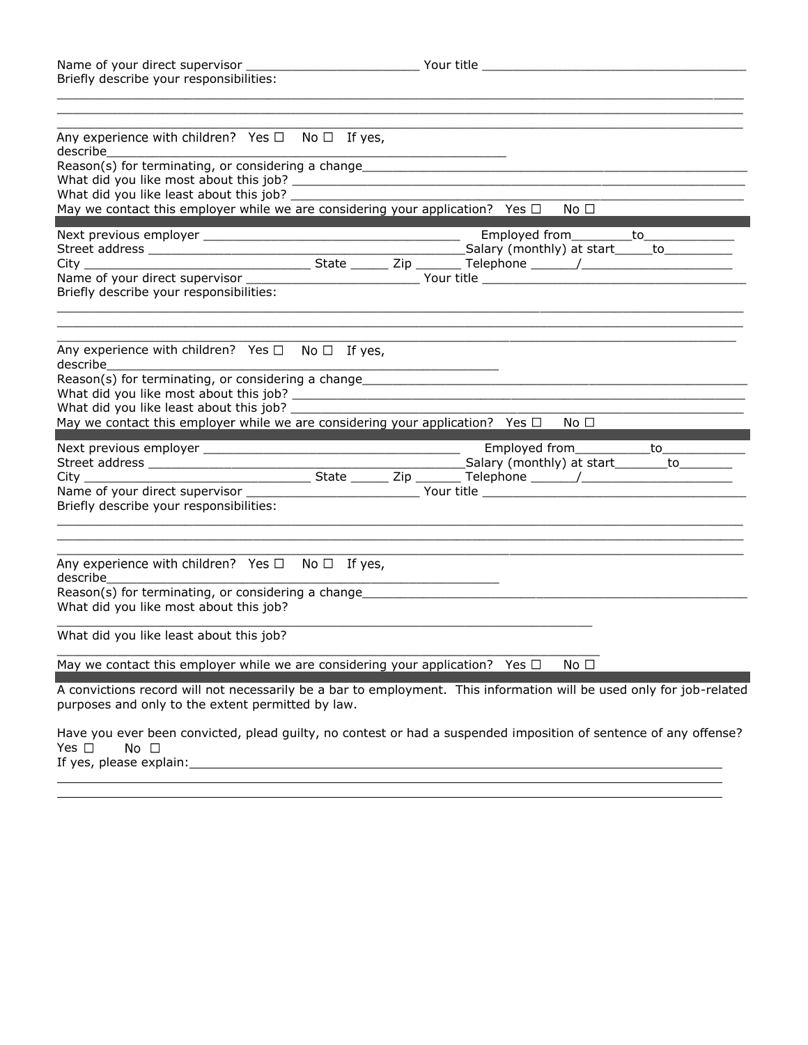Name of your direct supervisor ________________________ Your title ____________________________________

Briefly describe your responsibilities:

_______________________________________________________________________________________________

_______________________________________________________________________________________________

_______________________________________________________________________________________________

Any experience with children? Yes ☐ No ☐ If yes, describe_______________________________________________________

Reason(s) for terminating, or considering a change_____________________________________________________

What did you like most about this job? ______________________________________________________________

What did you like least about this job? ______________________________________________________________

May we contact this employer while we are considering your application? Yes ☐ No ☐

---

Next previous employer ____________________________________ Employed from________to_____________

Street address ______________________________________Salary (monthly) at start_____to_________

City ______________________________ State _____ Zip ______ Telephone ______/____________________

Name of your direct supervisor ________________________ Your title ____________________________________

Briefly describe your responsibilities:

_______________________________________________________________________________________________

_______________________________________________________________________________________________

_______________________________________________________________________________________________

Any experience with children? Yes ☐ No ☐ If yes, describe_______________________________________________________

Reason(s) for terminating, or considering a change_____________________________________________________

What did you like most about this job? ______________________________________________________________

What did you like least about this job? ______________________________________________________________

May we contact this employer while we are considering your application? Yes ☐ No ☐

---

Next previous employer ____________________________________ Employed from__________to___________

Street address ______________________________________Salary (monthly) at start_______to_______

City ______________________________ State _____ Zip ______ Telephone ______/____________________

Name of your direct supervisor ________________________ Your title ____________________________________

Briefly describe your responsibilities:

_______________________________________________________________________________________________

_______________________________________________________________________________________________

_______________________________________________________________________________________________

Any experience with children? Yes ☐ No ☐ If yes, describe_______________________________________________________

Reason(s) for terminating, or considering a change_____________________________________________________

What did you like most about this job?

__________________________________________________________________________

What did you like least about this job?

__________________________________________________________________________

May we contact this employer while we are considering your application? Yes ☐ No ☐

---

A convictions record will not necessarily be a bar to employment. This information will be used only for job-related purposes and only to the extent permitted by law.

Have you ever been convicted, plead guilty, no contest or had a suspended imposition of sentence of any offense?
Yes ☐ No ☐

If yes, please explain:_____________________________________________________________________________

_______________________________________________________________________________________________

_______________________________________________________________________________________________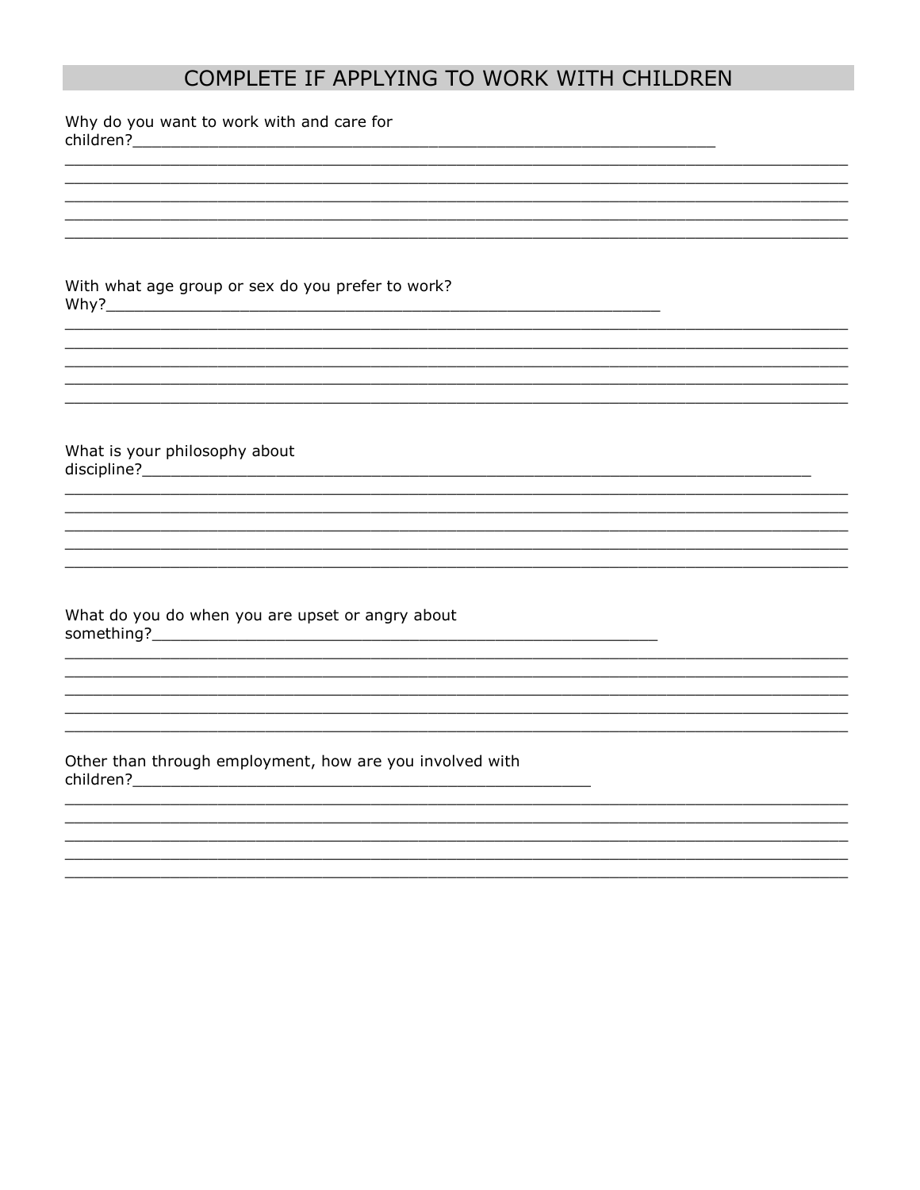## COMPLETE IF APPLYING TO WORK WITH CHILDREN

Why do you want to work with and care for children?_______________________________________________

_____________________________________________________________________________

_____________________________________________________________________________

_____________________________________________________________________________

_____________________________________________________________________________

_____________________________________________________________________________

With what age group or sex do you prefer to work? Why?_______________________________________________

_____________________________________________________________________________

_____________________________________________________________________________

_____________________________________________________________________________

_____________________________________________________________________________

_____________________________________________________________________________

What is your philosophy about discipline?_______________________________________________

_____________________________________________________________________________

_____________________________________________________________________________

_____________________________________________________________________________

_____________________________________________________________________________

_____________________________________________________________________________

What do you do when you are upset or angry about something?_______________________________________________

_____________________________________________________________________________

_____________________________________________________________________________

_____________________________________________________________________________

_____________________________________________________________________________

_____________________________________________________________________________

Other than through employment, how are you involved with children?_______________________________________________

_____________________________________________________________________________

_____________________________________________________________________________

_____________________________________________________________________________

_____________________________________________________________________________

_____________________________________________________________________________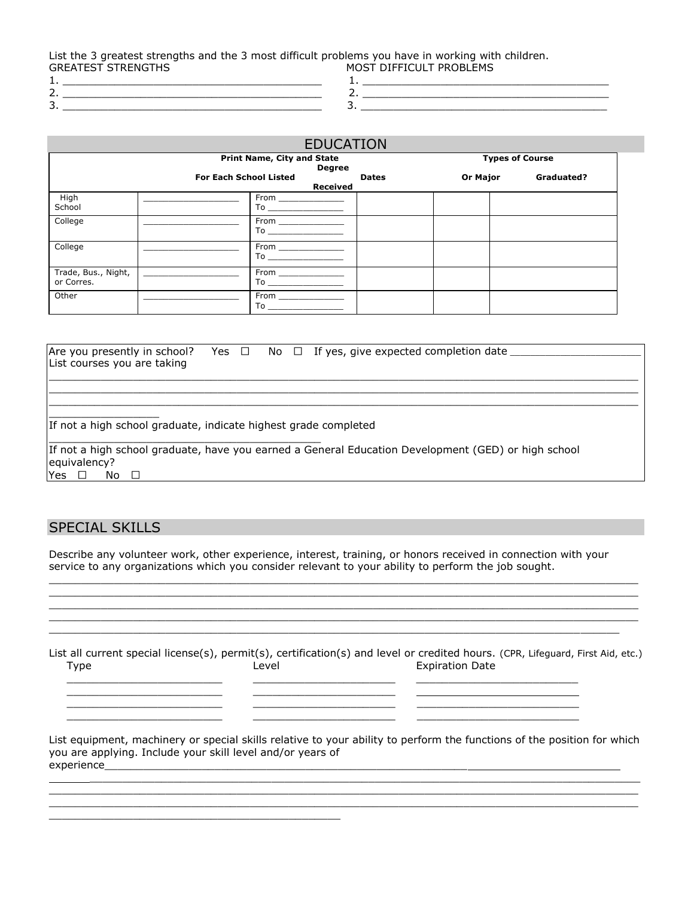List the 3 greatest strengths and the 3 most difficult problems you have in working with children.

| GREATEST STRENGTHS | MOST DIFFICULT PROBLEMS |
|---|---|
| 1. ________________________________________ | 1. ________________________________________ |
| 2. ________________________________________ | 2. ________________________________________ |
| 3. ________________________________________ | 3. ________________________________________ |

## EDUCATION

| | Print Name, City and State For Each School Listed | Dates | Degree Received | Types of Course Or Major | Graduated? |
|---|---|---|---|---|---|
| High School | _________________ | From ____________ To ______________ | | | |
| College | _________________ | From ____________ To ______________ | | | |
| College | _________________ | From ____________ To ______________ | | | |
| Trade, Bus., Night, or Corres. | _________________ | From ____________ To ______________ | | | |
| Other | _________________ | From ____________ To ______________ | | | |

Are you presently in school? Yes ☐ No ☐ If yes, give expected completion date ____________________

List courses you are taking

______________________________________________________________________________________

______________________________________________________________________________________

______________________________________________________________________________________

________________

If not a high school graduate, indicate highest grade completed

__________________________________________

If not a high school graduate, have you earned a General Education Development (GED) or high school equivalency?

Yes ☐ No ☐

## SPECIAL SKILLS

Describe any volunteer work, other experience, interest, training, or honors received in connection with your service to any organizations which you consider relevant to your ability to perform the job sought.

______________________________________________________________________________________

______________________________________________________________________________________

______________________________________________________________________________________

______________________________________________________________________________________

______________________________________________________________________________________

List all current special license(s), permit(s), certification(s) and level or credited hours. (CPR, Lifeguard, First Aid, etc.)

| Type | Level | Expiration Date |
|---|---|---|
| ________________________ | ______________________ | _________________________ |
| ________________________ | ______________________ | _________________________ |
| ________________________ | ______________________ | _________________________ |
| ________________________ | ______________________ | _________________________ |

List equipment, machinery or special skills relative to your ability to perform the functions of the position for which you are applying. Include your skill level and/or years of experience______________________________________________________________________________

______________________________________________________________________________________

______________________________________________________________________________________

______________________________________________________________________________________

_____________________________________________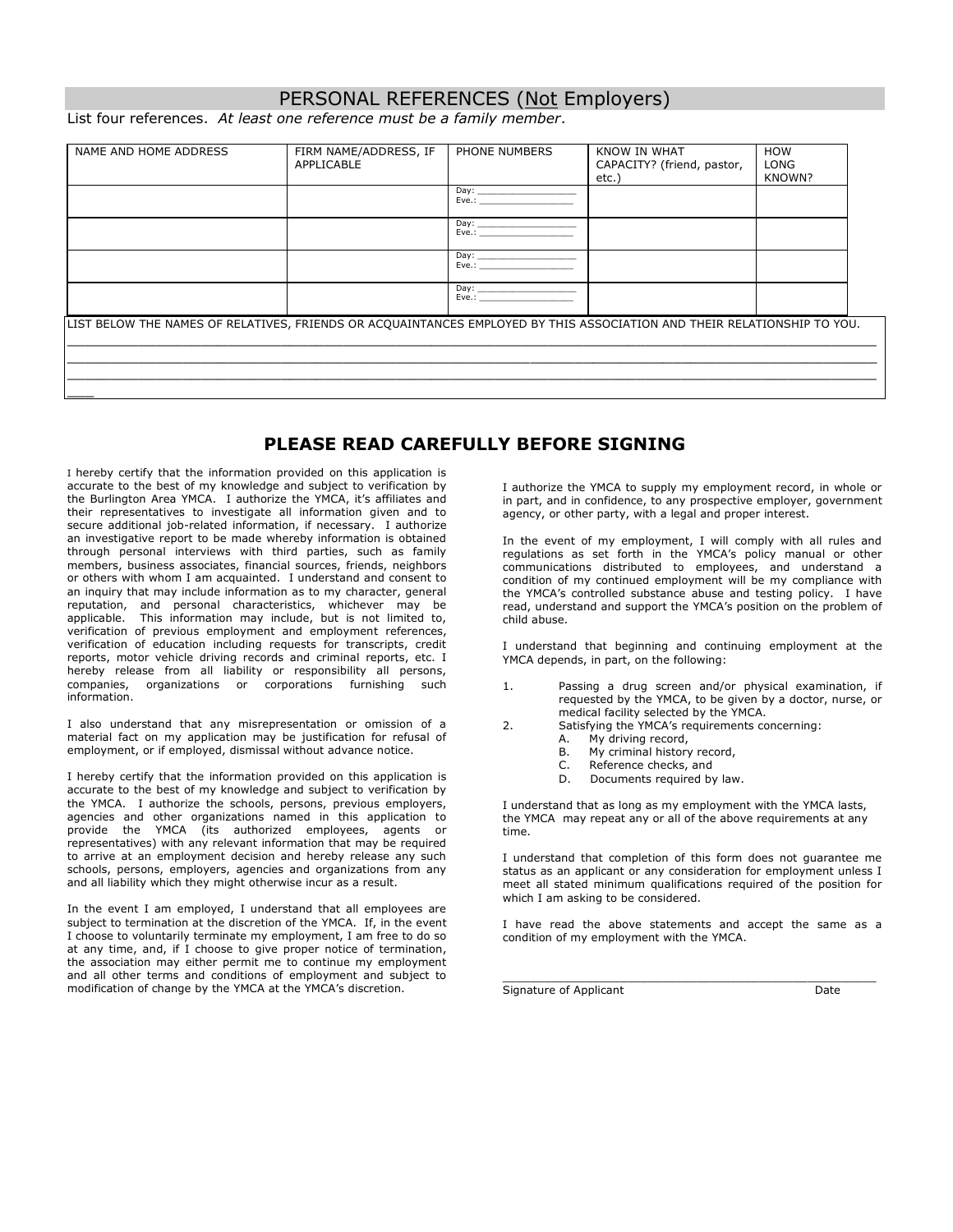## PERSONAL REFERENCES (Not Employers)

List four references. *At least one reference must be a family member*.

| NAME AND HOME ADDRESS | FIRM NAME/ADDRESS, IF APPLICABLE | PHONE NUMBERS | KNOW IN WHAT CAPACITY? (friend, pastor, etc.) | HOW LONG KNOWN? |
|---|---|---|---|---|
| | | Day: ________________ Eve.: ________________ | | |
| | | Day: ________________ Eve.: ________________ | | |
| | | Day: ________________ Eve.: ________________ | | |
| | | Day: ________________ Eve.: ________________ | | |

LIST BELOW THE NAMES OF RELATIVES, FRIENDS OR ACQUAINTANCES EMPLOYED BY THIS ASSOCIATION AND THEIR RELATIONSHIP TO YOU.

______________________________________________________________________________________________________

______________________________________________________________________________________________________

______________________________________________________________________________________________________

____

## PLEASE READ CAREFULLY BEFORE SIGNING

I hereby certify that the information provided on this application is accurate to the best of my knowledge and subject to verification by the Burlington Area YMCA. I authorize the YMCA, it's affiliates and their representatives to investigate all information given and to secure additional job-related information, if necessary. I authorize an investigative report to be made whereby information is obtained through personal interviews with third parties, such as family members, business associates, financial sources, friends, neighbors or others with whom I am acquainted. I understand and consent to an inquiry that may include information as to my character, general reputation, and personal characteristics, whichever may be applicable. This information may include, but is not limited to, verification of previous employment and employment references, verification of education including requests for transcripts, credit reports, motor vehicle driving records and criminal reports, etc. I hereby release from all liability or responsibility all persons, companies, organizations or corporations furnishing such information.

I also understand that any misrepresentation or omission of a material fact on my application may be justification for refusal of employment, or if employed, dismissal without advance notice.

I hereby certify that the information provided on this application is accurate to the best of my knowledge and subject to verification by the YMCA. I authorize the schools, persons, previous employers, agencies and other organizations named in this application to provide the YMCA (its authorized employees, agents or representatives) with any relevant information that may be required to arrive at an employment decision and hereby release any such schools, persons, employers, agencies and organizations from any and all liability which they might otherwise incur as a result.

In the event I am employed, I understand that all employees are subject to termination at the discretion of the YMCA. If, in the event I choose to voluntarily terminate my employment, I am free to do so at any time, and, if I choose to give proper notice of termination, the association may either permit me to continue my employment and all other terms and conditions of employment and subject to modification of change by the YMCA at the YMCA's discretion.

I authorize the YMCA to supply my employment record, in whole or in part, and in confidence, to any prospective employer, government agency, or other party, with a legal and proper interest.

In the event of my employment, I will comply with all rules and regulations as set forth in the YMCA's policy manual or other communications distributed to employees, and understand a condition of my continued employment will be my compliance with the YMCA's controlled substance abuse and testing policy. I have read, understand and support the YMCA's position on the problem of child abuse.

I understand that beginning and continuing employment at the YMCA depends, in part, on the following:

1. Passing a drug screen and/or physical examination, if requested by the YMCA, to be given by a doctor, nurse, or medical facility selected by the YMCA.
2. Satisfying the YMCA's requirements concerning:
   A. My driving record,
   B. My criminal history record,
   C. Reference checks, and
   D. Documents required by law.

I understand that as long as my employment with the YMCA lasts, the YMCA may repeat any or all of the above requirements at any time.

I understand that completion of this form does not guarantee me status as an applicant or any consideration for employment unless I meet all stated minimum qualifications required of the position for which I am asking to be considered.

I have read the above statements and accept the same as a condition of my employment with the YMCA.

______________________________________________________

Signature of Applicant  Date